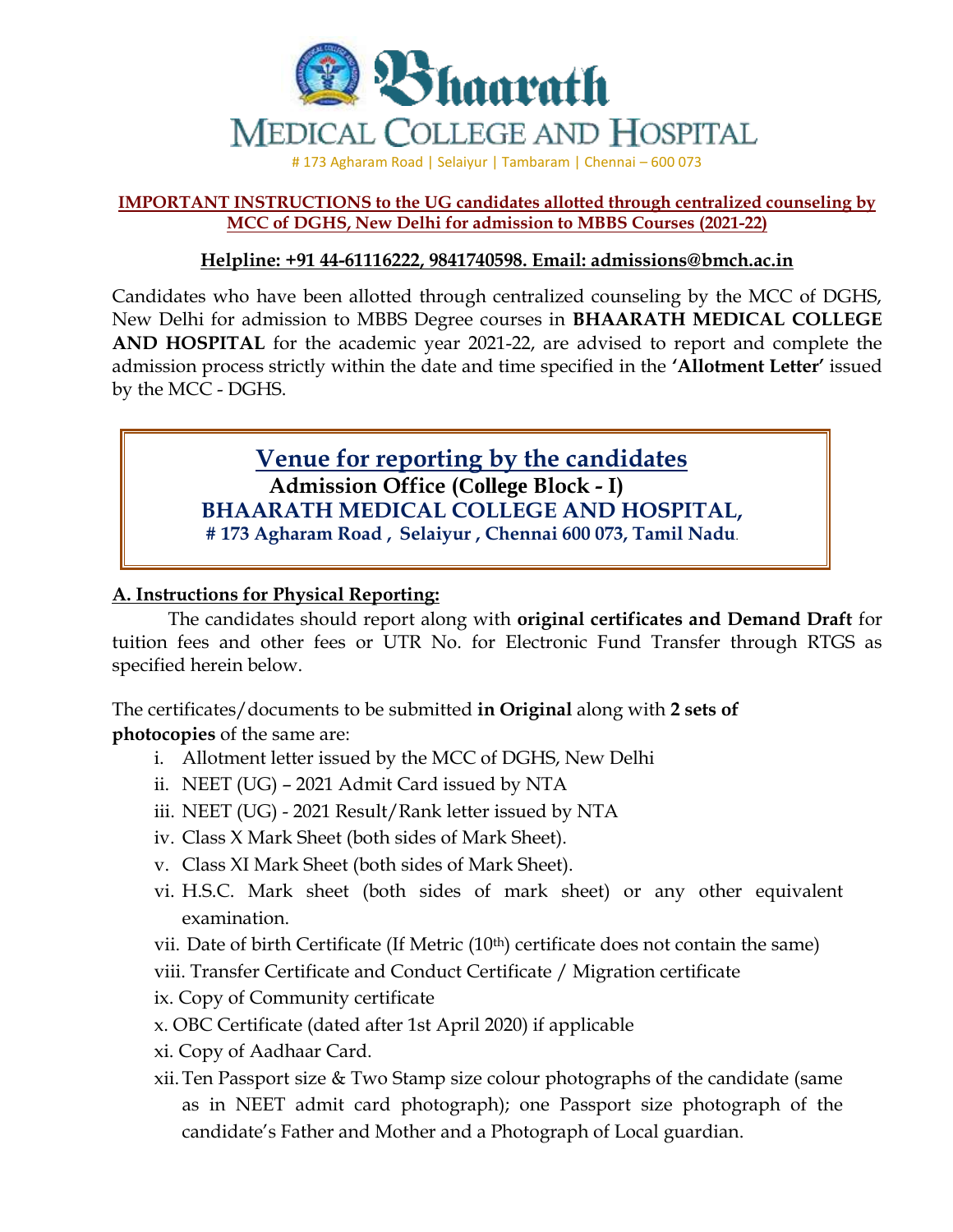# Bhaarath MEDICAL COLLEGE AND HOSPITAL

# 173 Agharam Road | Selaiyur | Tambaram | Chennai – 600 073

**IMPORTANT INSTRUCTIONS to the UG candidates allotted through centralized counseling by MCC of DGHS, New Delhi for admission to MBBS Courses (2021-22)**

**Helpline: +91 44-61116222, 9841740598. Email: admissions@bmch.ac.in**

Candidates who have been allotted through centralized counseling by the MCC of DGHS, New Delhi for admission to MBBS Degree courses in **BHAARATH MEDICAL COLLEGE AND HOSPITAL** for the academic year 2021-22, are advised to report and complete the admission process strictly within the date and time specified in the **'Allotment Letter'** issued by the MCC - DGHS.

## Venue for reporting by the candidates

**Admission Office (College Block - I)**

**BHAARATH MEDICAL COLLEGE AND HOSPITAL,**

**# 173 Agharam Road , Selaiyur , Chennai 600 073, Tamil Nadu**.

## A. Instructions for Physical Reporting:

The candidates should report along with **original certificates and Demand Draft** for tuition fees and other fees or UTR No. for Electronic Fund Transfer through RTGS as specified herein below.

The certificates/documents to be submitted **in Original** along with **2 sets of photocopies** of the same are:

i. Allotment letter issued by the MCC of DGHS, New Delhi
ii. NEET (UG) – 2021 Admit Card issued by NTA
iii. NEET (UG) - 2021 Result/Rank letter issued by NTA
iv. Class X Mark Sheet (both sides of Mark Sheet).
v. Class XI Mark Sheet (both sides of Mark Sheet).
vi. H.S.C. Mark sheet (both sides of mark sheet) or any other equivalent examination.
vii. Date of birth Certificate (If Metric (10th) certificate does not contain the same)
viii. Transfer Certificate and Conduct Certificate / Migration certificate
ix. Copy of Community certificate
x. OBC Certificate (dated after 1st April 2020) if applicable
xi. Copy of Aadhaar Card.
xii. Ten Passport size & Two Stamp size colour photographs of the candidate (same as in NEET admit card photograph); one Passport size photograph of the candidate's Father and Mother and a Photograph of Local guardian.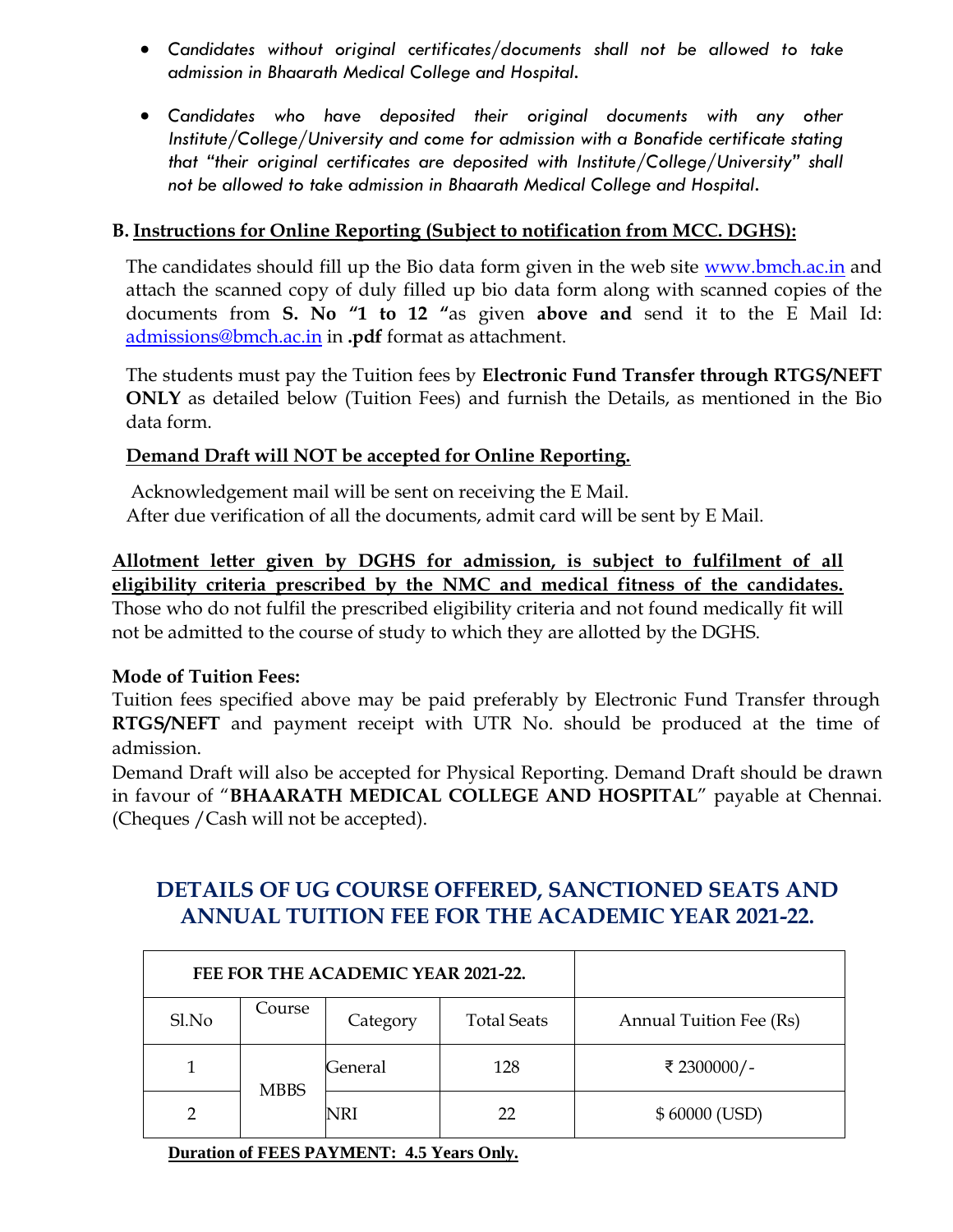- *Candidates without original certificates/documents shall not be allowed to take admission in Bhaarath Medical College and Hospital.*

- *Candidates who have deposited their original documents with any other Institute/College/University and come for admission with a Bonafide certificate stating that "their original certificates are deposited with Institute/College/University" shall not be allowed to take admission in Bhaarath Medical College and Hospital.*

**B. Instructions for Online Reporting (Subject to notification from MCC. DGHS):**

The candidates should fill up the Bio data form given in the web site www.bmch.ac.in and attach the scanned copy of duly filled up bio data form along with scanned copies of the documents from **S. No "1 to 12 "**as given **above and** send it to the E Mail Id: admissions@bmch.ac.in in **.pdf** format as attachment.

The students must pay the Tuition fees by **Electronic Fund Transfer through RTGS/NEFT ONLY** as detailed below (Tuition Fees) and furnish the Details, as mentioned in the Bio data form.

**Demand Draft will NOT be accepted for Online Reporting.**

Acknowledgement mail will be sent on receiving the E Mail.
After due verification of all the documents, admit card will be sent by E Mail.

**Allotment letter given by DGHS for admission, is subject to fulfilment of all eligibility criteria prescribed by the NMC and medical fitness of the candidates.** Those who do not fulfil the prescribed eligibility criteria and not found medically fit will not be admitted to the course of study to which they are allotted by the DGHS.

**Mode of Tuition Fees:**
Tuition fees specified above may be paid preferably by Electronic Fund Transfer through **RTGS/NEFT** and payment receipt with UTR No. should be produced at the time of admission.
Demand Draft will also be accepted for Physical Reporting. Demand Draft should be drawn in favour of "**BHAARATH MEDICAL COLLEGE AND HOSPITAL**" payable at Chennai. (Cheques /Cash will not be accepted).

## DETAILS OF UG COURSE OFFERED, SANCTIONED SEATS AND ANNUAL TUITION FEE FOR THE ACADEMIC YEAR 2021-22.

| FEE FOR THE ACADEMIC YEAR 2021-22. | | | | |
|---|---|---|---|---|
| Sl.No | Course | Category | Total Seats | Annual Tuition Fee (Rs) |
| 1 | MBBS | General | 128 | ₹ 2300000/- |
| 2 | | NRI | 22 | $ 60000 (USD) |

**Duration of FEES PAYMENT: 4.5 Years Only.**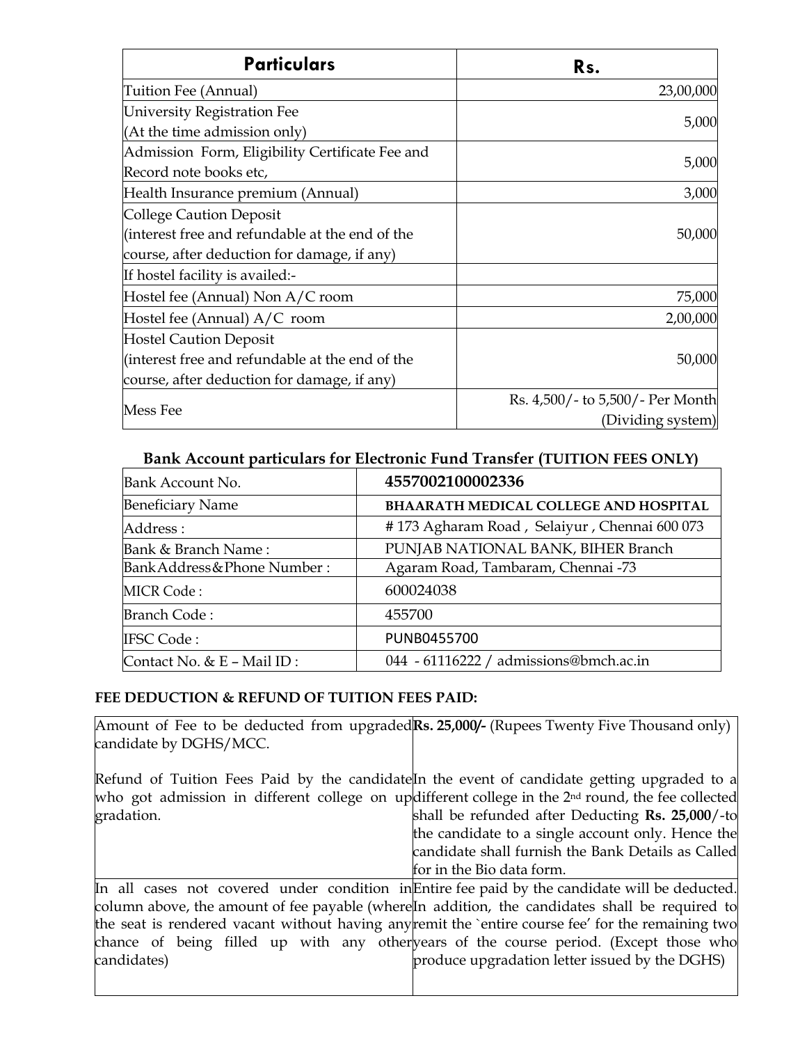| **Particulars** | **Rs.** |
|---|---|
| Tuition Fee (Annual) | 23,00,000 |
| University Registration Fee<br>(At the time admission only) | 5,000 |
| Admission Form, Eligibility Certificate Fee and Record note books etc, | 5,000 |
| Health Insurance premium (Annual) | 3,000 |
| College Caution Deposit<br>(interest free and refundable at the end of the course, after deduction for damage, if any) | 50,000 |
| If hostel facility is availed:- | |
| Hostel fee (Annual) Non A/C room | 75,000 |
| Hostel fee (Annual) A/C room | 2,00,000 |
| Hostel Caution Deposit<br>(interest free and refundable at the end of the course, after deduction for damage, if any) | 50,000 |
| Mess Fee | Rs. 4,500/- to 5,500/- Per Month (Dividing system) |

**Bank Account particulars for Electronic Fund Transfer (TUITION FEES ONLY)**

| Bank Account No. | **4557002100002336** |
|---|---|
| Beneficiary Name | **BHAARATH MEDICAL COLLEGE AND HOSPITAL** |
| Address : | # 173 Agharam Road , Selaiyur , Chennai 600 073 |
| Bank & Branch Name : | PUNJAB NATIONAL BANK, BIHER Branch |
| BankAddress&Phone Number : | Agaram Road, Tambaram, Chennai -73 |
| MICR Code : | 600024038 |
| Branch Code : | 455700 |
| IFSC Code : | PUNB0455700 |
| Contact No. & E – Mail ID : | 044 - 61116222 / admissions@bmch.ac.in |

**FEE DEDUCTION & REFUND OF TUITION FEES PAID:**

| | |
|---|---|
| Amount of Fee to be deducted from upgraded candidate by DGHS/MCC. | **Rs. 25,000/-** (Rupees Twenty Five Thousand only) |
| Refund of Tuition Fees Paid by the candidate who got admission in different college on up gradation. | In the event of candidate getting upgraded to a different college in the 2nd round, the fee collected shall be refunded after Deducting **Rs. 25,000**/-to the candidate to a single account only. Hence the candidate shall furnish the Bank Details as Called for in the Bio data form. |
| In all cases not covered under condition in column above, the amount of fee payable (where the seat is rendered vacant without having any chance of being filled up with any other candidates) | Entire fee paid by the candidate will be deducted. In addition, the candidates shall be required to remit the `entire course fee' for the remaining two years of the course period. (Except those who produce upgradation letter issued by the DGHS) |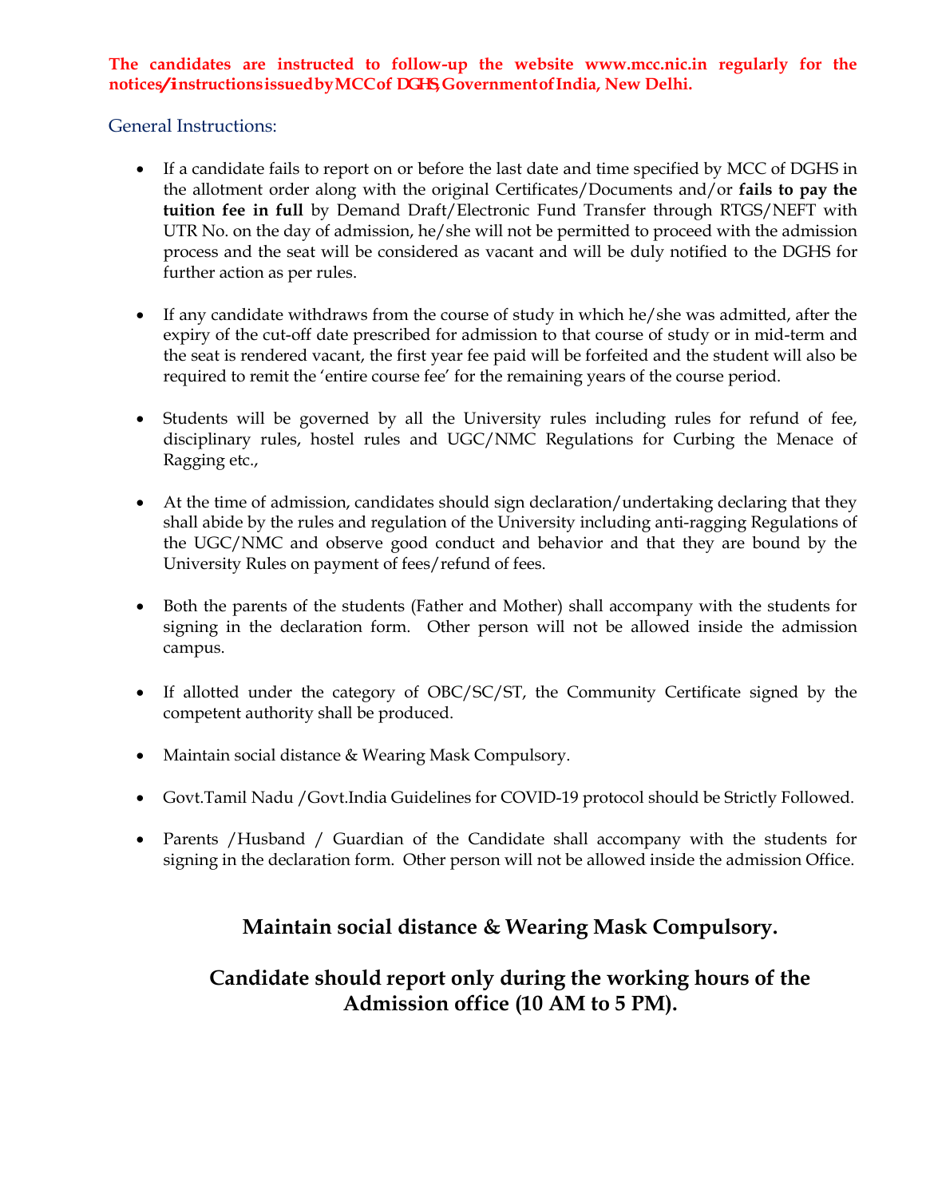**The candidates are instructed to follow-up the website www.mcc.nic.in regularly for the notices/instructions issued by MCC of DGHS, Government of India, New Delhi.**

## General Instructions:

- If a candidate fails to report on or before the last date and time specified by MCC of DGHS in the allotment order along with the original Certificates/Documents and/or **fails to pay the tuition fee in full** by Demand Draft/Electronic Fund Transfer through RTGS/NEFT with UTR No. on the day of admission, he/she will not be permitted to proceed with the admission process and the seat will be considered as vacant and will be duly notified to the DGHS for further action as per rules.

- If any candidate withdraws from the course of study in which he/she was admitted, after the expiry of the cut-off date prescribed for admission to that course of study or in mid-term and the seat is rendered vacant, the first year fee paid will be forfeited and the student will also be required to remit the 'entire course fee' for the remaining years of the course period.

- Students will be governed by all the University rules including rules for refund of fee, disciplinary rules, hostel rules and UGC/NMC Regulations for Curbing the Menace of Ragging etc.,

- At the time of admission, candidates should sign declaration/undertaking declaring that they shall abide by the rules and regulation of the University including anti-ragging Regulations of the UGC/NMC and observe good conduct and behavior and that they are bound by the University Rules on payment of fees/refund of fees.

- Both the parents of the students (Father and Mother) shall accompany with the students for signing in the declaration form. Other person will not be allowed inside the admission campus.

- If allotted under the category of OBC/SC/ST, the Community Certificate signed by the competent authority shall be produced.

- Maintain social distance & Wearing Mask Compulsory.

- Govt.Tamil Nadu /Govt.India Guidelines for COVID-19 protocol should be Strictly Followed.

- Parents /Husband / Guardian of the Candidate shall accompany with the students for signing in the declaration form. Other person will not be allowed inside the admission Office.

**Maintain social distance & Wearing Mask Compulsory.**

**Candidate should report only during the working hours of the Admission office (10 AM to 5 PM).**